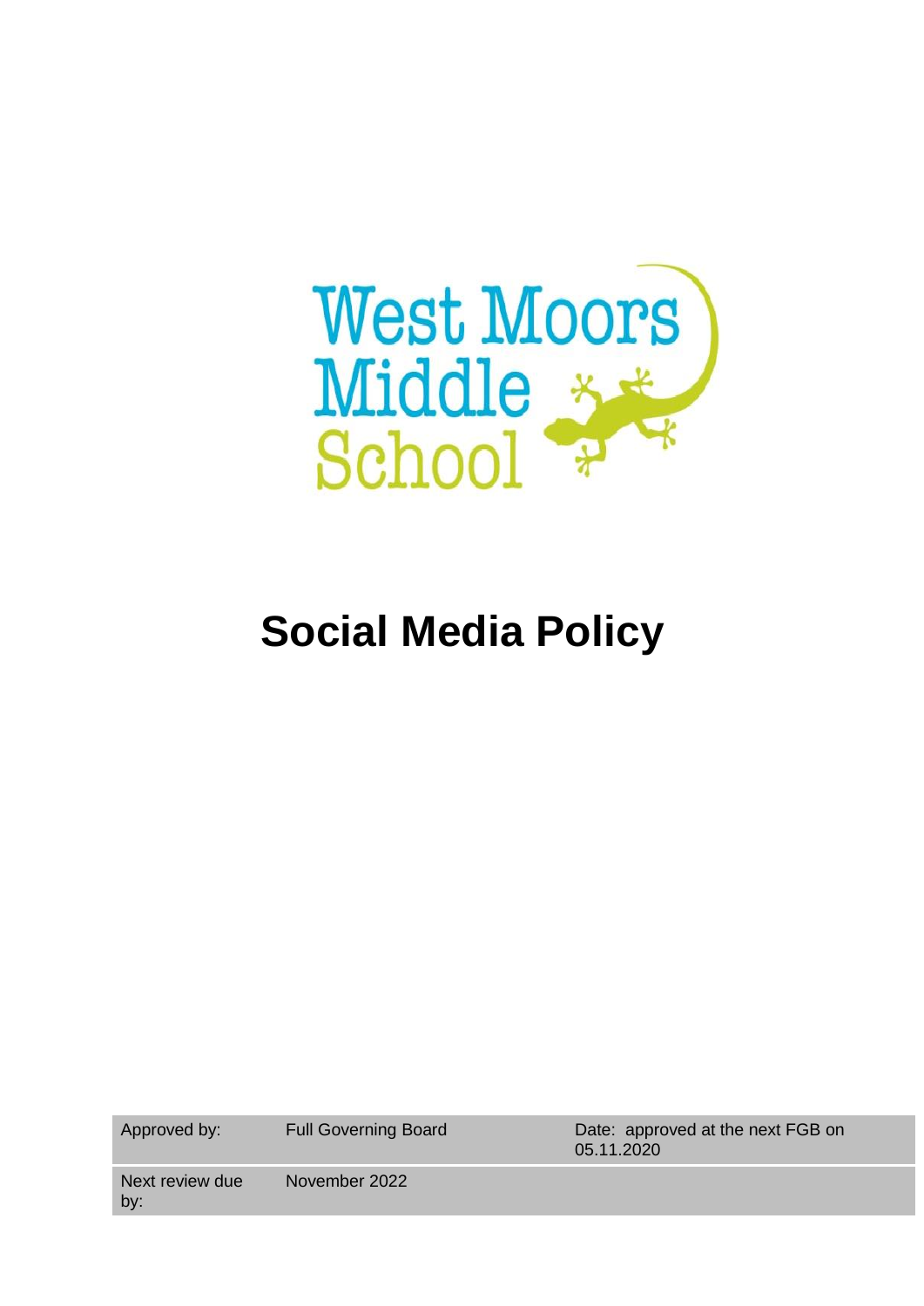West Moors Middle School

# Social Media Policy

| Approved by: | Full Governing Board | Date: approved at the next FGB on 05.11.2020 |
| --- | --- | --- |
| Next review due by: | November 2022 | |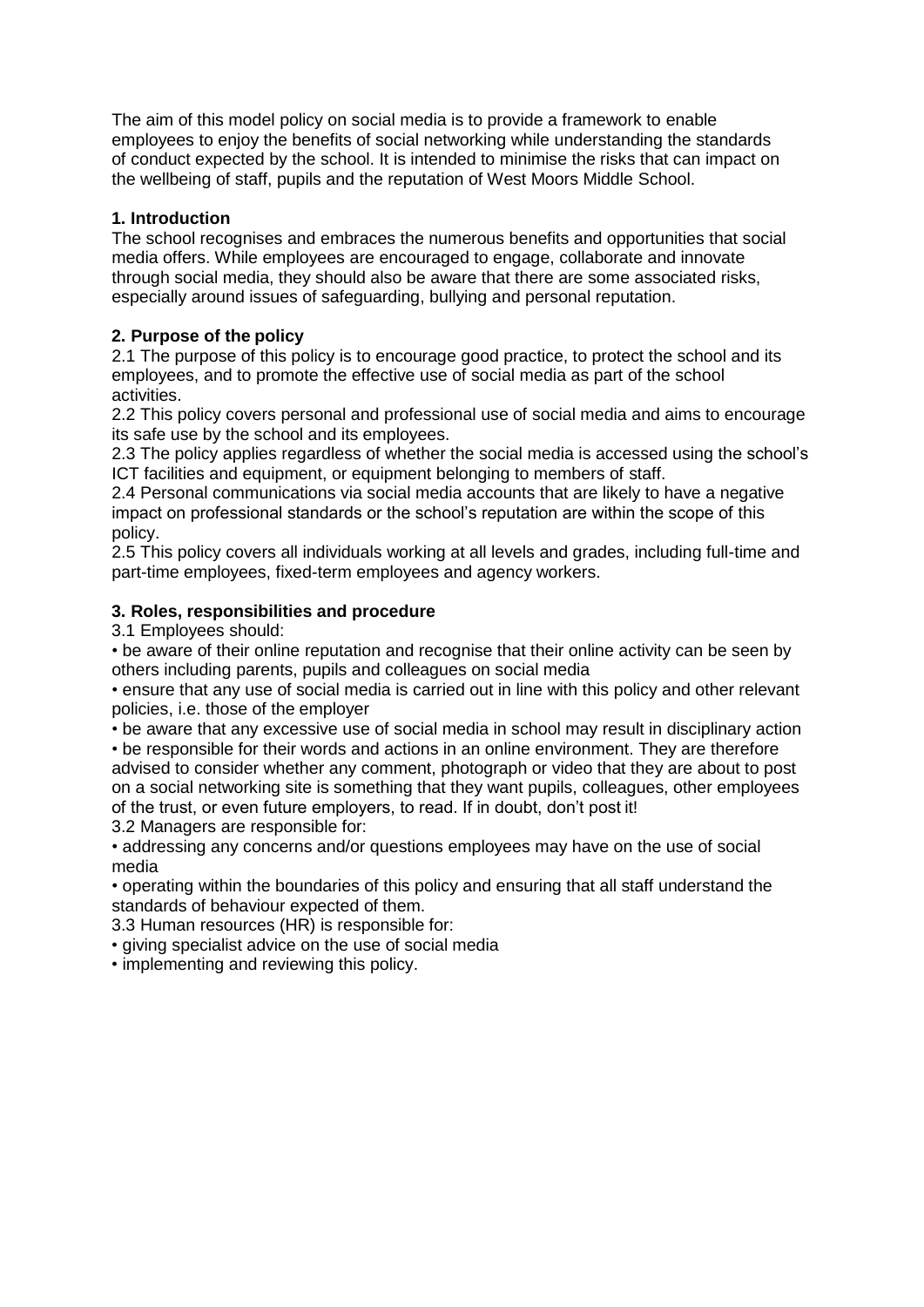The aim of this model policy on social media is to provide a framework to enable employees to enjoy the benefits of social networking while understanding the standards of conduct expected by the school. It is intended to minimise the risks that can impact on the wellbeing of staff, pupils and the reputation of West Moors Middle School.

**1. Introduction**

The school recognises and embraces the numerous benefits and opportunities that social media offers. While employees are encouraged to engage, collaborate and innovate through social media, they should also be aware that there are some associated risks, especially around issues of safeguarding, bullying and personal reputation.

**2. Purpose of the policy**

2.1 The purpose of this policy is to encourage good practice, to protect the school and its employees, and to promote the effective use of social media as part of the school activities.

2.2 This policy covers personal and professional use of social media and aims to encourage its safe use by the school and its employees.

2.3 The policy applies regardless of whether the social media is accessed using the school's ICT facilities and equipment, or equipment belonging to members of staff.

2.4 Personal communications via social media accounts that are likely to have a negative impact on professional standards or the school's reputation are within the scope of this policy.

2.5 This policy covers all individuals working at all levels and grades, including full-time and part-time employees, fixed-term employees and agency workers.

**3. Roles, responsibilities and procedure**

3.1 Employees should:

- be aware of their online reputation and recognise that their online activity can be seen by others including parents, pupils and colleagues on social media
- ensure that any use of social media is carried out in line with this policy and other relevant policies, i.e. those of the employer
- be aware that any excessive use of social media in school may result in disciplinary action
- be responsible for their words and actions in an online environment. They are therefore advised to consider whether any comment, photograph or video that they are about to post on a social networking site is something that they want pupils, colleagues, other employees of the trust, or even future employers, to read. If in doubt, don't post it!

3.2 Managers are responsible for:

- addressing any concerns and/or questions employees may have on the use of social media
- operating within the boundaries of this policy and ensuring that all staff understand the standards of behaviour expected of them.

3.3 Human resources (HR) is responsible for:

- giving specialist advice on the use of social media
- implementing and reviewing this policy.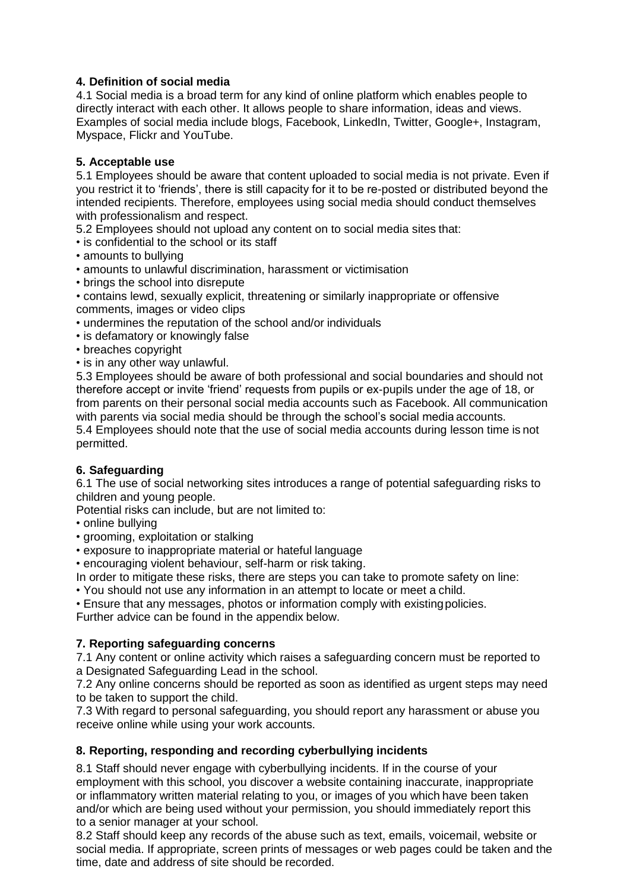**4. Definition of social media**

4.1 Social media is a broad term for any kind of online platform which enables people to directly interact with each other. It allows people to share information, ideas and views. Examples of social media include blogs, Facebook, LinkedIn, Twitter, Google+, Instagram, Myspace, Flickr and YouTube.

**5. Acceptable use**

5.1 Employees should be aware that content uploaded to social media is not private. Even if you restrict it to 'friends', there is still capacity for it to be re-posted or distributed beyond the intended recipients. Therefore, employees using social media should conduct themselves with professionalism and respect.

5.2 Employees should not upload any content on to social media sites that:

- is confidential to the school or its staff
- amounts to bullying
- amounts to unlawful discrimination, harassment or victimisation
- brings the school into disrepute
- contains lewd, sexually explicit, threatening or similarly inappropriate or offensive comments, images or video clips
- undermines the reputation of the school and/or individuals
- is defamatory or knowingly false
- breaches copyright
- is in any other way unlawful.

5.3 Employees should be aware of both professional and social boundaries and should not therefore accept or invite 'friend' requests from pupils or ex-pupils under the age of 18, or from parents on their personal social media accounts such as Facebook. All communication with parents via social media should be through the school's social media accounts.

5.4 Employees should note that the use of social media accounts during lesson time is not permitted.

**6. Safeguarding**

6.1 The use of social networking sites introduces a range of potential safeguarding risks to children and young people.

Potential risks can include, but are not limited to:

- online bullying
- grooming, exploitation or stalking
- exposure to inappropriate material or hateful language
- encouraging violent behaviour, self-harm or risk taking.

In order to mitigate these risks, there are steps you can take to promote safety on line:

- You should not use any information in an attempt to locate or meet a child.
- Ensure that any messages, photos or information comply with existing policies.

Further advice can be found in the appendix below.

**7. Reporting safeguarding concerns**

7.1 Any content or online activity which raises a safeguarding concern must be reported to a Designated Safeguarding Lead in the school.

7.2 Any online concerns should be reported as soon as identified as urgent steps may need to be taken to support the child.

7.3 With regard to personal safeguarding, you should report any harassment or abuse you receive online while using your work accounts.

**8. Reporting, responding and recording cyberbullying incidents**

8.1 Staff should never engage with cyberbullying incidents. If in the course of your employment with this school, you discover a website containing inaccurate, inappropriate or inflammatory written material relating to you, or images of you which have been taken and/or which are being used without your permission, you should immediately report this to a senior manager at your school.

8.2 Staff should keep any records of the abuse such as text, emails, voicemail, website or social media. If appropriate, screen prints of messages or web pages could be taken and the time, date and address of site should be recorded.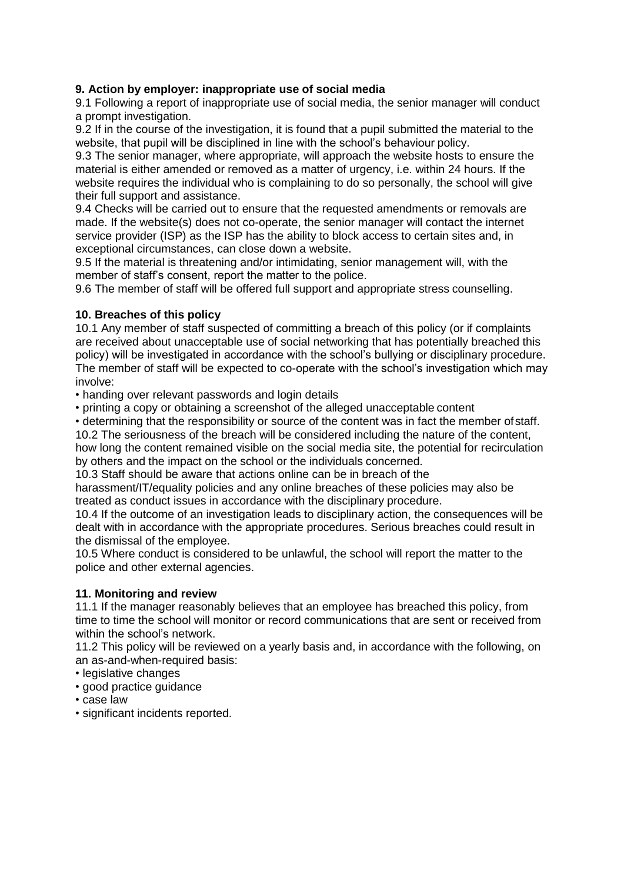**9. Action by employer: inappropriate use of social media**

9.1 Following a report of inappropriate use of social media, the senior manager will conduct a prompt investigation.

9.2 If in the course of the investigation, it is found that a pupil submitted the material to the website, that pupil will be disciplined in line with the school's behaviour policy.

9.3 The senior manager, where appropriate, will approach the website hosts to ensure the material is either amended or removed as a matter of urgency, i.e. within 24 hours. If the website requires the individual who is complaining to do so personally, the school will give their full support and assistance.

9.4 Checks will be carried out to ensure that the requested amendments or removals are made. If the website(s) does not co-operate, the senior manager will contact the internet service provider (ISP) as the ISP has the ability to block access to certain sites and, in exceptional circumstances, can close down a website.

9.5 If the material is threatening and/or intimidating, senior management will, with the member of staff's consent, report the matter to the police.

9.6 The member of staff will be offered full support and appropriate stress counselling.

**10. Breaches of this policy**

10.1 Any member of staff suspected of committing a breach of this policy (or if complaints are received about unacceptable use of social networking that has potentially breached this policy) will be investigated in accordance with the school's bullying or disciplinary procedure. The member of staff will be expected to co-operate with the school's investigation which may involve:

- handing over relevant passwords and login details
- printing a copy or obtaining a screenshot of the alleged unacceptable content
- determining that the responsibility or source of the content was in fact the member of staff.

10.2 The seriousness of the breach will be considered including the nature of the content, how long the content remained visible on the social media site, the potential for recirculation by others and the impact on the school or the individuals concerned.

10.3 Staff should be aware that actions online can be in breach of the harassment/IT/equality policies and any online breaches of these policies may also be treated as conduct issues in accordance with the disciplinary procedure.

10.4 If the outcome of an investigation leads to disciplinary action, the consequences will be dealt with in accordance with the appropriate procedures. Serious breaches could result in the dismissal of the employee.

10.5 Where conduct is considered to be unlawful, the school will report the matter to the police and other external agencies.

**11. Monitoring and review**

11.1 If the manager reasonably believes that an employee has breached this policy, from time to time the school will monitor or record communications that are sent or received from within the school's network.

11.2 This policy will be reviewed on a yearly basis and, in accordance with the following, on an as-and-when-required basis:

- legislative changes
- good practice guidance
- case law
- significant incidents reported.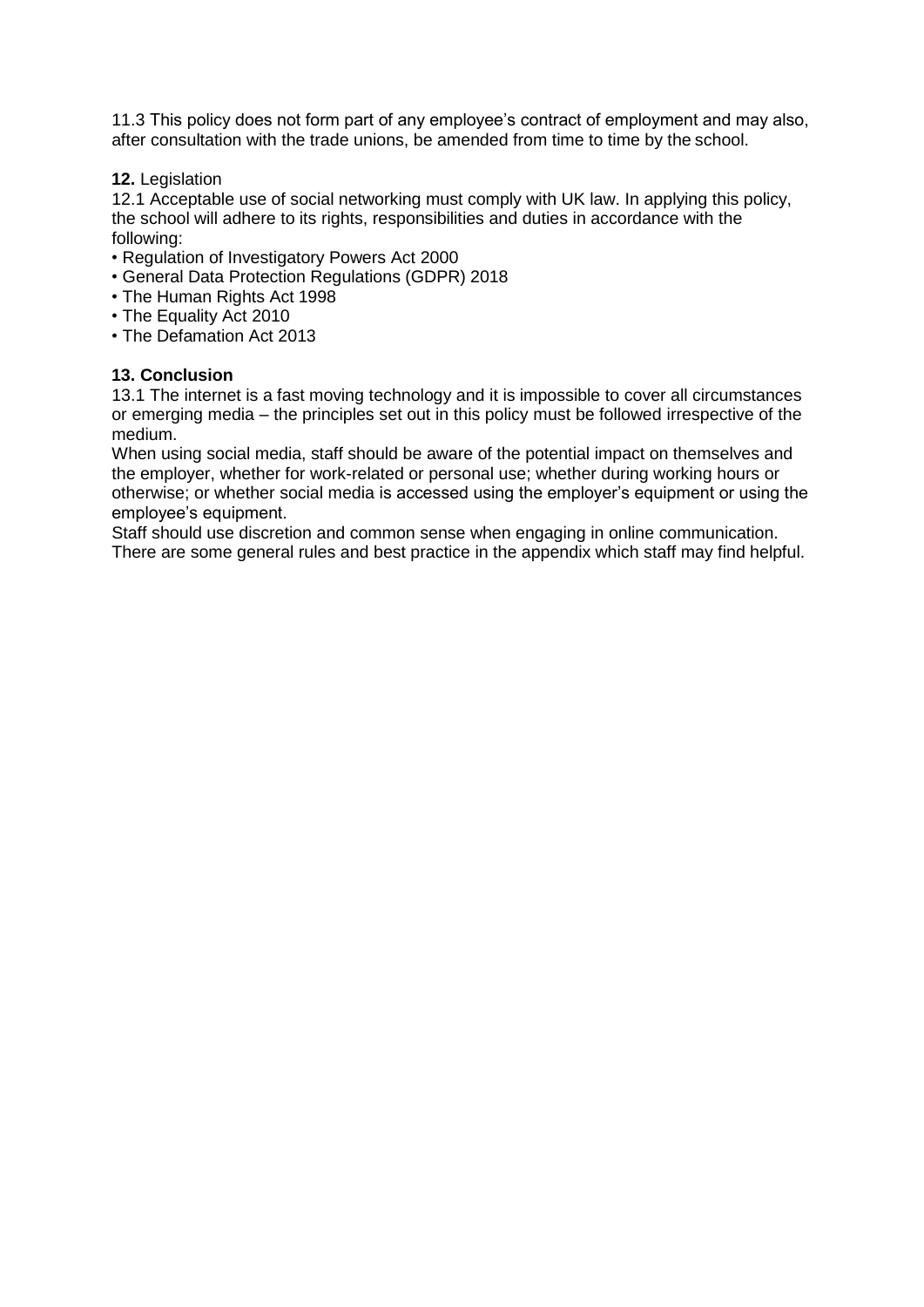11.3 This policy does not form part of any employee's contract of employment and may also, after consultation with the trade unions, be amended from time to time by the school.

**12.** Legislation

12.1 Acceptable use of social networking must comply with UK law. In applying this policy, the school will adhere to its rights, responsibilities and duties in accordance with the following:

- Regulation of Investigatory Powers Act 2000
- General Data Protection Regulations (GDPR) 2018
- The Human Rights Act 1998
- The Equality Act 2010
- The Defamation Act 2013

**13. Conclusion**

13.1 The internet is a fast moving technology and it is impossible to cover all circumstances or emerging media – the principles set out in this policy must be followed irrespective of the medium.

When using social media, staff should be aware of the potential impact on themselves and the employer, whether for work-related or personal use; whether during working hours or otherwise; or whether social media is accessed using the employer's equipment or using the employee's equipment.

Staff should use discretion and common sense when engaging in online communication. There are some general rules and best practice in the appendix which staff may find helpful.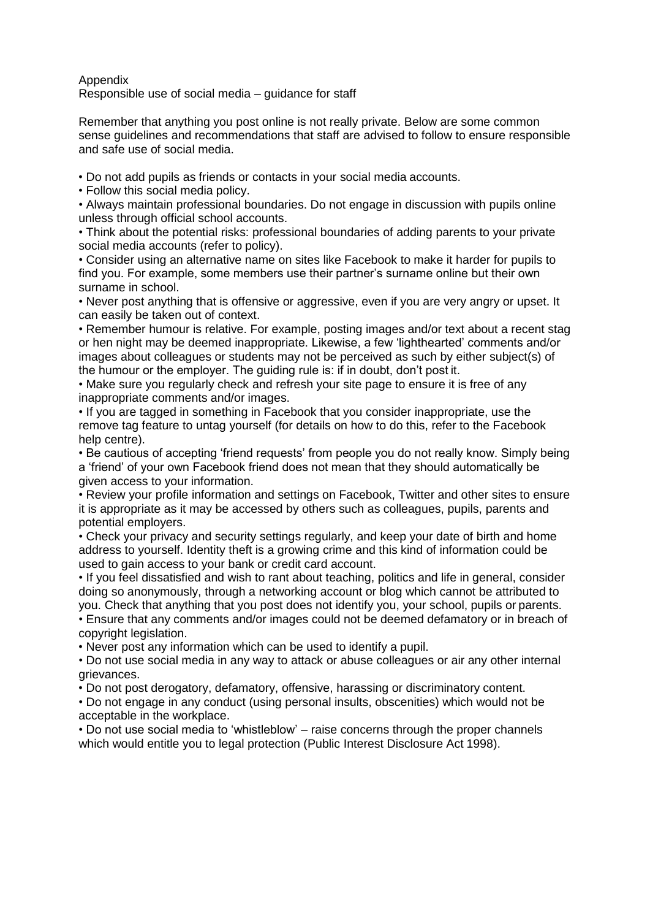Appendix

Responsible use of social media – guidance for staff

Remember that anything you post online is not really private. Below are some common sense guidelines and recommendations that staff are advised to follow to ensure responsible and safe use of social media.

- Do not add pupils as friends or contacts in your social media accounts.
- Follow this social media policy.
- Always maintain professional boundaries. Do not engage in discussion with pupils online unless through official school accounts.
- Think about the potential risks: professional boundaries of adding parents to your private social media accounts (refer to policy).
- Consider using an alternative name on sites like Facebook to make it harder for pupils to find you. For example, some members use their partner's surname online but their own surname in school.
- Never post anything that is offensive or aggressive, even if you are very angry or upset. It can easily be taken out of context.
- Remember humour is relative. For example, posting images and/or text about a recent stag or hen night may be deemed inappropriate. Likewise, a few 'lighthearted' comments and/or images about colleagues or students may not be perceived as such by either subject(s) of the humour or the employer. The guiding rule is: if in doubt, don't post it.
- Make sure you regularly check and refresh your site page to ensure it is free of any inappropriate comments and/or images.
- If you are tagged in something in Facebook that you consider inappropriate, use the remove tag feature to untag yourself (for details on how to do this, refer to the Facebook help centre).
- Be cautious of accepting 'friend requests' from people you do not really know. Simply being a 'friend' of your own Facebook friend does not mean that they should automatically be given access to your information.
- Review your profile information and settings on Facebook, Twitter and other sites to ensure it is appropriate as it may be accessed by others such as colleagues, pupils, parents and potential employers.
- Check your privacy and security settings regularly, and keep your date of birth and home address to yourself. Identity theft is a growing crime and this kind of information could be used to gain access to your bank or credit card account.
- If you feel dissatisfied and wish to rant about teaching, politics and life in general, consider doing so anonymously, through a networking account or blog which cannot be attributed to you. Check that anything that you post does not identify you, your school, pupils or parents.
- Ensure that any comments and/or images could not be deemed defamatory or in breach of copyright legislation.
- Never post any information which can be used to identify a pupil.
- Do not use social media in any way to attack or abuse colleagues or air any other internal grievances.
- Do not post derogatory, defamatory, offensive, harassing or discriminatory content.
- Do not engage in any conduct (using personal insults, obscenities) which would not be acceptable in the workplace.
- Do not use social media to 'whistleblow' – raise concerns through the proper channels which would entitle you to legal protection (Public Interest Disclosure Act 1998).